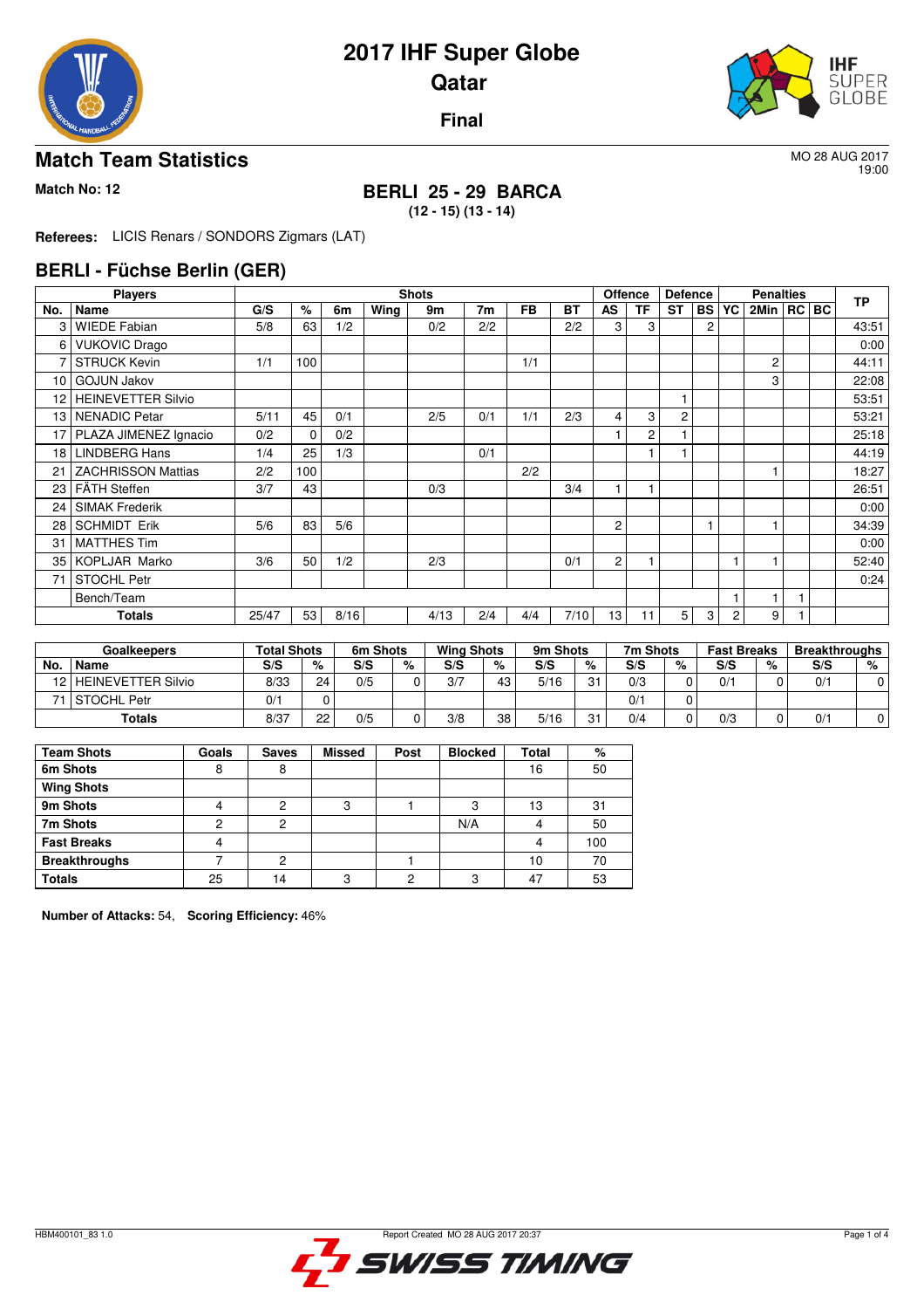# 2017 IHF Super Globe

## Qatar

**Final**

## Match Team Statistics

MO 28 AUG 2017
19:00

**Match No: 12**

### BERLI 25 - 29 BARCA
**(12 - 15) (13 - 14)**

**Referees:** LICIS Renars / SONDORS Zigmars (LAT)

## BERLI - Füchse Berlin (GER)

| Players | | Shots | | | | | | | | Offence | | Defence | | Penalties | | | | TP |
|---|---|---|---|---|---|---|---|---|---|---|---|---|---|---|---|---|---|---|
| No. | Name | G/S | % | 6m | Wing | 9m | 7m | FB | BT | AS | TF | ST | BS | YC | 2Min | RC | BC | |
| 3 | WIEDE Fabian | 5/8 | 63 | 1/2 | | 0/2 | 2/2 | | 2/2 | 3 | 3 | | 2 | | | | | 43:51 |
| 6 | VUKOVIC Drago | | | | | | | | | | | | | | | | | 0:00 |
| 7 | STRUCK Kevin | 1/1 | 100 | | | | | 1/1 | | | | | | | 2 | | | 44:11 |
| 10 | GOJUN Jakov | | | | | | | | | | | | | | 3 | | | 22:08 |
| 12 | HEINEVETTER Silvio | | | | | | | | | | | 1 | | | | | | 53:51 |
| 13 | NENADIC Petar | 5/11 | 45 | 0/1 | | 2/5 | 0/1 | 1/1 | 2/3 | 4 | 3 | 2 | | | | | | 53:21 |
| 17 | PLAZA JIMENEZ Ignacio | 0/2 | 0 | 0/2 | | | | | | 1 | 2 | 1 | | | | | | 25:18 |
| 18 | LINDBERG Hans | 1/4 | 25 | 1/3 | | | 0/1 | | | | 1 | 1 | | | | | | 44:19 |
| 21 | ZACHRISSON Mattias | 2/2 | 100 | | | | | 2/2 | | | | | | | 1 | | | 18:27 |
| 23 | FÄTH Steffen | 3/7 | 43 | | | 0/3 | | | 3/4 | 1 | 1 | | | | | | | 26:51 |
| 24 | SIMAK Frederik | | | | | | | | | | | | | | | | | 0:00 |
| 28 | SCHMIDT Erik | 5/6 | 83 | 5/6 | | | | | | 2 | | | 1 | | 1 | | | 34:39 |
| 31 | MATTHES Tim | | | | | | | | | | | | | | | | | 0:00 |
| 35 | KOPLJAR Marko | 3/6 | 50 | 1/2 | | 2/3 | | | 0/1 | 2 | 1 | | | 1 | 1 | | | 52:40 |
| 71 | STOCHL Petr | | | | | | | | | | | | | | | | | 0:24 |
| | Bench/Team | | | | | | | | | | | | | 1 | 1 | 1 | | |
| | **Totals** | 25/47 | 53 | 8/16 | | 4/13 | 2/4 | 4/4 | 7/10 | 13 | 11 | 5 | 3 | 2 | 9 | 1 | | |

| Goalkeepers | | Total Shots | | 6m Shots | | Wing Shots | | 9m Shots | | 7m Shots | | Fast Breaks | | Breakthroughs | |
|---|---|---|---|---|---|---|---|---|---|---|---|---|---|---|---|
| No. | Name | S/S | % | S/S | % | S/S | % | S/S | % | S/S | % | S/S | % | S/S | % |
| 12 | HEINEVETTER Silvio | 8/33 | 24 | 0/5 | 0 | 3/7 | 43 | 5/16 | 31 | 0/3 | 0 | 0/1 | 0 | 0/1 | 0 |
| 71 | STOCHL Petr | 0/1 | 0 | | | | | | | 0/1 | 0 | | | | |
| | **Totals** | 8/37 | 22 | 0/5 | 0 | 3/8 | 38 | 5/16 | 31 | 0/4 | 0 | 0/3 | 0 | 0/1 | 0 |

| Team Shots | Goals | Saves | Missed | Post | Blocked | Total | % |
|---|---|---|---|---|---|---|---|
| 6m Shots | 8 | 8 | | | | 16 | 50 |
| Wing Shots | | | | | | | |
| 9m Shots | 4 | 2 | 3 | 1 | 3 | 13 | 31 |
| 7m Shots | 2 | 2 | | | N/A | 4 | 50 |
| Fast Breaks | 4 | | | | | 4 | 100 |
| Breakthroughs | 7 | 2 | | 1 | | 10 | 70 |
| Totals | 25 | 14 | 3 | 2 | 3 | 47 | 53 |

**Number of Attacks:** 54, **Scoring Efficiency:** 46%

HBM400101_83 1.0 Report Created MO 28 AUG 2017 20:37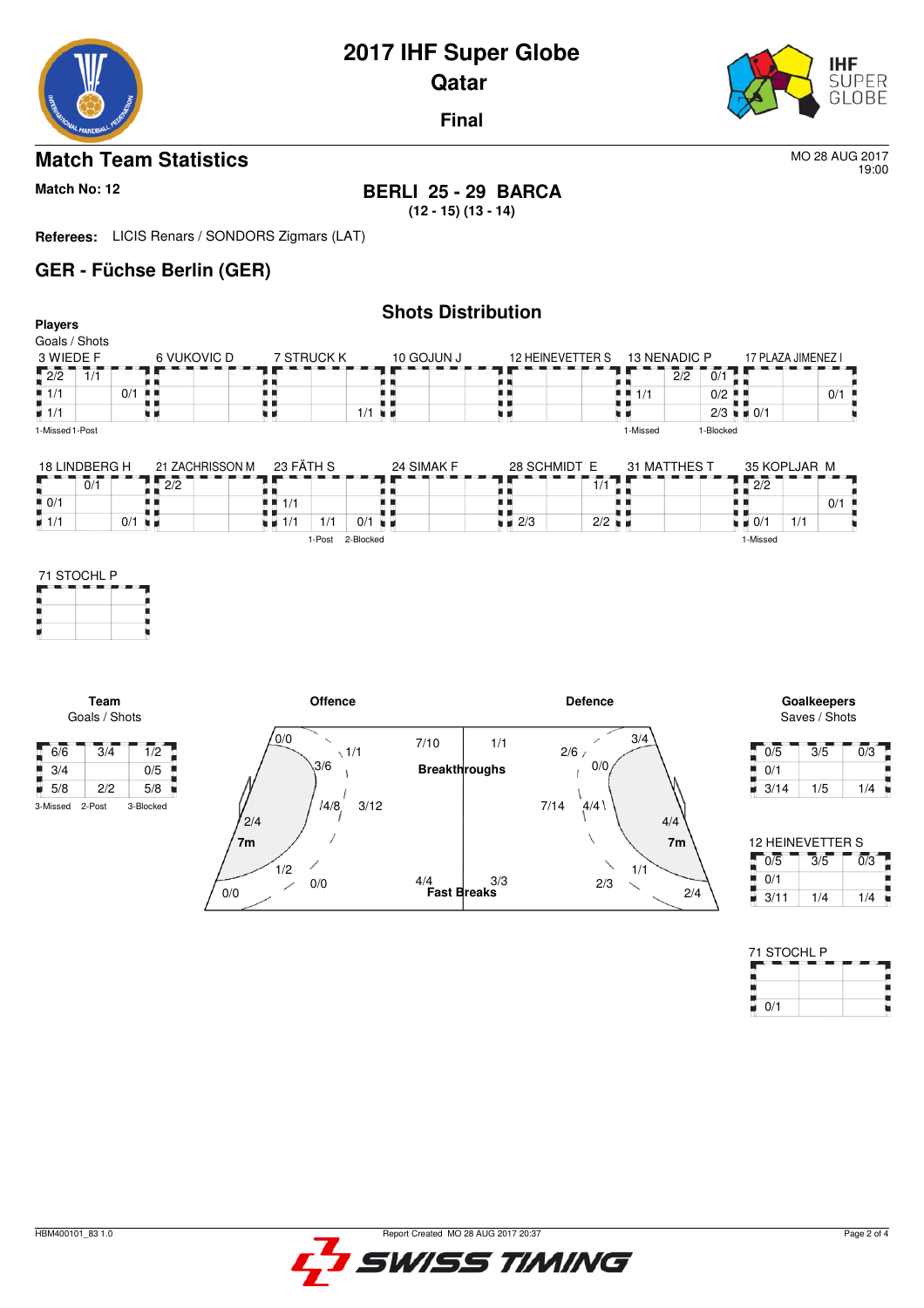# 2017 IHF Super Globe
## Qatar
### Final

## Match Team Statistics

MO 28 AUG 2017
19:00

**Match No: 12**

**BERLI 25 - 29 BARCA**
**(12 - 15) (13 - 14)**

**Referees:** LICIS Renars / SONDORS Zigmars (LAT)

## GER - Füchse Berlin (GER)

### Shots Distribution

**Players**
Goals / Shots

**3 WIEDE F**

| | | |
|---|---|---|
| 2/2 | 1/1 | |
| 1/1 | | 0/1 |
| 1/1 | | |

1-Missed 1-Post

**6 VUKOVIC D**

| | | |
|---|---|---|
| | | |
| | | |
| | | |

**7 STRUCK K**

| | | |
|---|---|---|
| | | |
| | | |
| | | 1/1 |

**10 GOJUN J**

| | | |
|---|---|---|
| | | |
| | | |
| | | |

**12 HEINEVETTER S**

| | | |
|---|---|---|
| | | |
| | | |
| | | |

**13 NENADIC P**

| | | |
|---|---|---|
| | 2/2 | 0/1 |
| 1/1 | | 0/2 |
| | | 2/3 |

1-Missed 1-Blocked

**17 PLAZA JIMENEZ I**

| | | |
|---|---|---|
| | | |
| | | 0/1 |
| 0/1 | | |

**18 LINDBERG H**

| | | |
|---|---|---|
| | 0/1 | |
| 0/1 | | |
| 1/1 | | 0/1 |

**21 ZACHRISSON M**

| | | |
|---|---|---|
| 2/2 | | |
| | | |
| | | |

**23 FÄTH S**

| | | |
|---|---|---|
| | | |
| 1/1 | | |
| 1/1 | 1/1 | 0/1 |

1-Post 2-Blocked

**24 SIMAK F**

| | | |
|---|---|---|
| | | |
| | | |
| | | |

**28 SCHMIDT E**

| | | |
|---|---|---|
| | | 1/1 |
| | | |
| 2/3 | | 2/2 |

**31 MATTHES T**

| | | |
|---|---|---|
| | | |
| | | |
| | | |

**35 KOPLJAR M**

| | | |
|---|---|---|
| 2/2 | | |
| | | 0/1 |
| 0/1 | 1/1 | |

1-Missed

**71 STOCHL P**

| | | |
|---|---|---|
| | | |
| | | |
| | | |

**Team**
Goals / Shots

| | | |
|---|---|---|
| 6/6 | 3/4 | 1/2 |
| 3/4 | | 0/5 |
| 5/8 | 2/2 | 5/8 |

3-Missed 2-Post 3-Blocked

**Offence**

- Wing left: 0/0, 2/4, 0/0
- Left back/9m: 1/1, 3/6, 4/8, 1/2, 0/0
- 6m/9m centre: 3/12
- 7m
- Breakthroughs: 7/10, 1/1
- Fast Breaks: 4/4, 3/3

**Defence**

- 2/6, 0/0, 7/14, 4/4, 2/3, 1/1
- 3/4, 4/4, 2/4
- 7m

**Goalkeepers**
Saves / Shots

| | | |
|---|---|---|
| 0/5 | 3/5 | 0/3 |
| 0/1 | | |
| 3/14 | 1/5 | 1/4 |

**12 HEINEVETTER S**

| | | |
|---|---|---|
| 0/5 | 3/5 | 0/3 |
| 0/1 | | |
| 3/11 | 1/4 | 1/4 |

**71 STOCHL P**

| | | |
|---|---|---|
| | | |
| | | |
| 0/1 | | |

HBM400101_83 1.0 Report Created MO 28 AUG 2017 20:37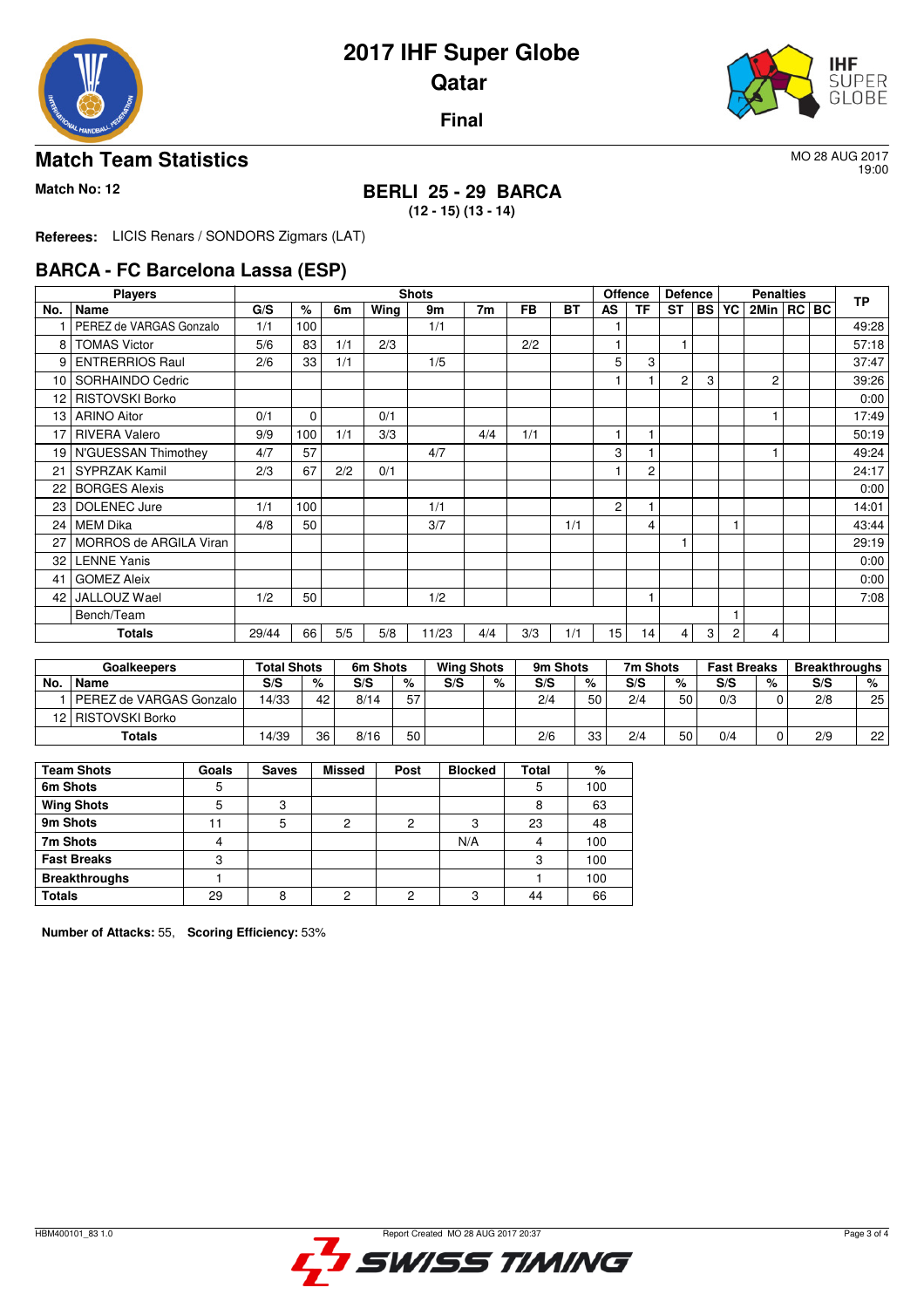# 2017 IHF Super Globe

## Qatar

### Final

## Match Team Statistics

MO 28 AUG 2017
19:00

**Match No: 12**

**BERLI 25 - 29 BARCA**
**(12 - 15) (13 - 14)**

**Referees:** LICIS Renars / SONDORS Zigmars (LAT)

## BARCA - FC Barcelona Lassa (ESP)

| Players | | Shots | | | | | | | | Offence | | Defence | | Penalties | | | | TP |
|---|---|---|---|---|---|---|---|---|---|---|---|---|---|---|---|---|---|---|
| No. | Name | G/S | % | 6m | Wing | 9m | 7m | FB | BT | AS | TF | ST | BS | YC | 2Min | RC | BC | |
| 1 | PEREZ de VARGAS Gonzalo | 1/1 | 100 | | | 1/1 | | | | 1 | | | | | | | | 49:28 |
| 8 | TOMAS Victor | 5/6 | 83 | 1/1 | 2/3 | | | 2/2 | | 1 | | 1 | | | | | | 57:18 |
| 9 | ENTRERRIOS Raul | 2/6 | 33 | 1/1 | | 1/5 | | | | 5 | 3 | | | | | | | 37:47 |
| 10 | SORHAINDO Cedric | | | | | | | | | 1 | 1 | 2 | 3 | | 2 | | | 39:26 |
| 12 | RISTOVSKI Borko | | | | | | | | | | | | | | | | | 0:00 |
| 13 | ARINO Aitor | 0/1 | 0 | | 0/1 | | | | | | | | | | 1 | | | 17:49 |
| 17 | RIVERA Valero | 9/9 | 100 | 1/1 | 3/3 | | 4/4 | 1/1 | | 1 | 1 | | | | | | | 50:19 |
| 19 | N'GUESSAN Thimothey | 4/7 | 57 | | | 4/7 | | | | 3 | 1 | | | | 1 | | | 49:24 |
| 21 | SYPRZAK Kamil | 2/3 | 67 | 2/2 | 0/1 | | | | | 1 | 2 | | | | | | | 24:17 |
| 22 | BORGES Alexis | | | | | | | | | | | | | | | | | 0:00 |
| 23 | DOLENEC Jure | 1/1 | 100 | | | 1/1 | | | | 2 | 1 | | | | | | | 14:01 |
| 24 | MEM Dika | 4/8 | 50 | | | 3/7 | | | 1/1 | | 4 | | | 1 | | | | 43:44 |
| 27 | MORROS de ARGILA Viran | | | | | | | | | | | 1 | | | | | | 29:19 |
| 32 | LENNE Yanis | | | | | | | | | | | | | | | | | 0:00 |
| 41 | GOMEZ Aleix | | | | | | | | | | | | | | | | | 0:00 |
| 42 | JALLOUZ Wael | 1/2 | 50 | | | 1/2 | | | | | 1 | | | | | | | 7:08 |
| | Bench/Team | | | | | | | | | | | | | 1 | | | | |
| | **Totals** | 29/44 | 66 | 5/5 | 5/8 | 11/23 | 4/4 | 3/3 | 1/1 | 15 | 14 | 4 | 3 | 2 | 4 | | | |

| Goalkeepers | | Total Shots | | 6m Shots | | Wing Shots | | 9m Shots | | 7m Shots | | Fast Breaks | | Breakthroughs | |
|---|---|---|---|---|---|---|---|---|---|---|---|---|---|---|---|
| No. | Name | S/S | % | S/S | % | S/S | % | S/S | % | S/S | % | S/S | % | S/S | % |
| 1 | PEREZ de VARGAS Gonzalo | 14/33 | 42 | 8/14 | 57 | | | 2/4 | 50 | 2/4 | 50 | 0/3 | 0 | 2/8 | 25 |
| 12 | RISTOVSKI Borko | | | | | | | | | | | | | | |
| | **Totals** | 14/39 | 36 | 8/16 | 50 | | | 2/6 | 33 | 2/4 | 50 | 0/4 | 0 | 2/9 | 22 |

| Team Shots | Goals | Saves | Missed | Post | Blocked | Total | % |
|---|---|---|---|---|---|---|---|
| **6m Shots** | 5 | | | | | 5 | 100 |
| **Wing Shots** | 5 | 3 | | | | 8 | 63 |
| **9m Shots** | 11 | 5 | 2 | 2 | 3 | 23 | 48 |
| **7m Shots** | 4 | | | | N/A | 4 | 100 |
| **Fast Breaks** | 3 | | | | | 3 | 100 |
| **Breakthroughs** | 1 | | | | | 1 | 100 |
| **Totals** | 29 | 8 | 2 | 2 | 3 | 44 | 66 |

**Number of Attacks:** 55, **Scoring Efficiency:** 53%

HBM400101_83 1.0 Report Created MO 28 AUG 2017 20:37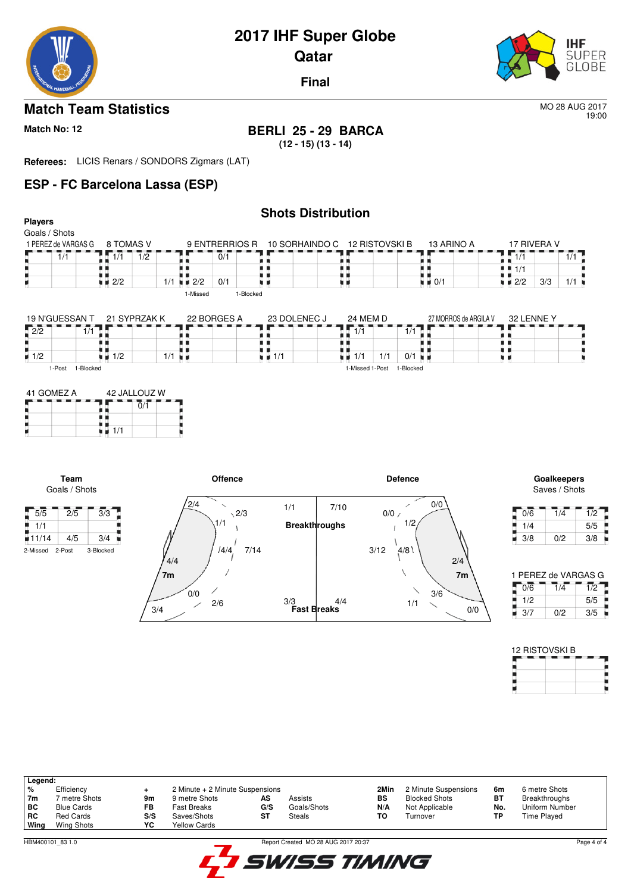# 2017 IHF Super Globe
## Qatar
### Final

## Match Team Statistics

MO 28 AUG 2017
19:00

**Match No: 12**

**BERLI 25 - 29 BARCA**
**(12 - 15) (13 - 14)**

**Referees:** LICIS Renars / SONDORS Zigmars (LAT)

## ESP - FC Barcelona Lassa (ESP)

### Shots Distribution

**Players**
Goals / Shots

1 PEREZ de VARGAS G
1/1

8 TOMAS V
1/1 1/2
2/2 1/1

9 ENTRERRIOS R
0/1
2/2 0/1
1-Missed 1-Blocked

10 SORHAINDO C

12 RISTOVSKI B

13 ARINO A
0/1

17 RIVERA V
1/1 1/1
1/1
2/2 3/3 1/1

19 N'GUESSAN T
2/2 1/1
1/2
1-Post 1-Blocked

21 SYPRZAK K
1/2 1/1

22 BORGES A

23 DOLENEC J
1/1

24 MEM D
1/1 1/1
1/1 1/1 0/1
1-Missed 1-Post 1-Blocked

27 MORROS de ARGILA V

32 LENNE Y

41 GOMEZ A

42 JALLOUZ W
0/1
1/1

**Team**
Goals / Shots

5/5 2/5 3/3
1/1
11/14 4/5 3/4
2-Missed 2-Post 3-Blocked

**Offence**

2/4 2/3 1/1 4/4 /4/4 7/14 7m 0/0 2/6 3/4

1/1 7/10 Breakthroughs

3/3 4/4 Fast Breaks

**Defence**

0/0 0/0 1/2 3/12 4/8 2/4 7m 3/6 1/1 0/0

**Goalkeepers**
Saves / Shots

0/6 1/4 1/2
1/4 5/5
3/8 0/2 3/8

1 PEREZ de VARGAS G
0/6 1/4 1/2
1/2 5/5
3/7 0/2 3/5

12 RISTOVSKI B

| Legend: | | | | | | | | | | |
|---|---|---|---|---|---|---|---|---|---|---|
| % | Efficiency | + | 2 Minute + 2 Minute Suspensions | | | 2Min | 2 Minute Suspensions | 6m | 6 metre Shots |
| 7m | 7 metre Shots | 9m | 9 metre Shots | AS | Assists | BS | Blocked Shots | BT | Breakthroughs |
| BC | Blue Cards | FB | Fast Breaks | G/S | Goals/Shots | N/A | Not Applicable | No. | Uniform Number |
| RC | Red Cards | S/S | Saves/Shots | ST | Steals | TO | Turnover | TP | Time Played |
| Wing | Wing Shots | YC | Yellow Cards | | | | | | |

HBM400101_83 1.0 Report Created MO 28 AUG 2017 20:37